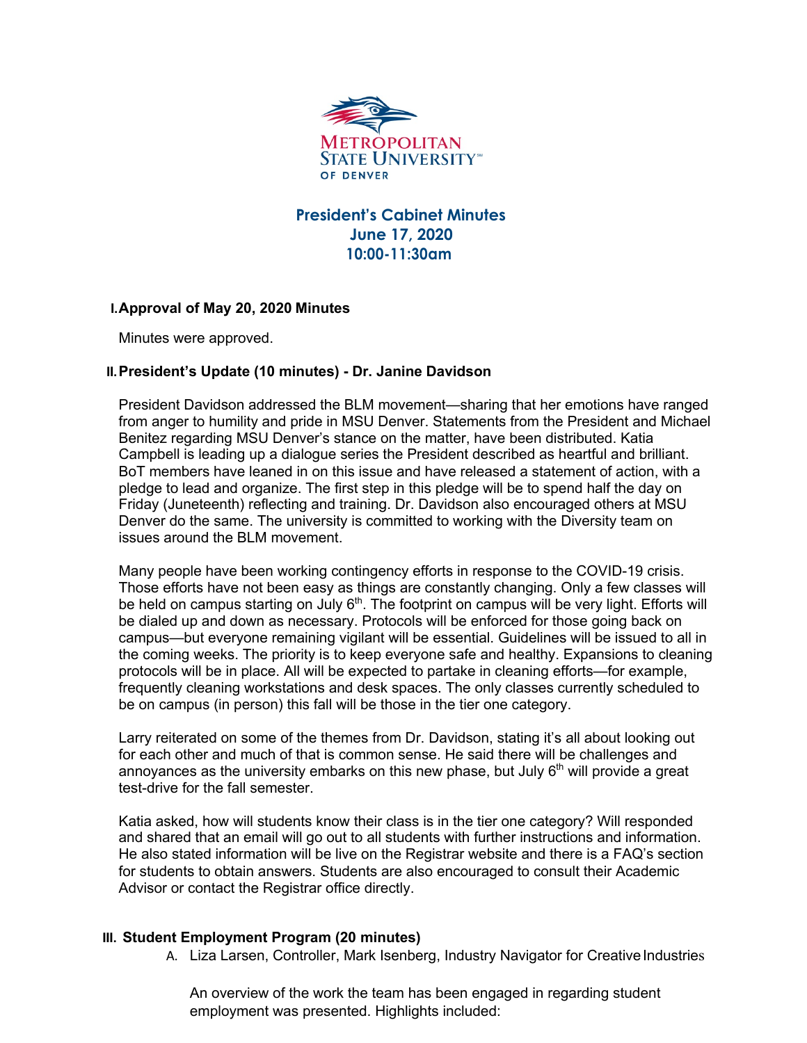Metropolitan State University of Denver

# President's Cabinet Minutes
## June 17, 2020
## 10:00-11:30am

### I. Approval of May 20, 2020 Minutes

Minutes were approved.

### II. President's Update (10 minutes) - Dr. Janine Davidson

President Davidson addressed the BLM movement—sharing that her emotions have ranged from anger to humility and pride in MSU Denver. Statements from the President and Michael Benitez regarding MSU Denver's stance on the matter, have been distributed. Katia Campbell is leading up a dialogue series the President described as heartful and brilliant. BoT members have leaned in on this issue and have released a statement of action, with a pledge to lead and organize. The first step in this pledge will be to spend half the day on Friday (Juneteenth) reflecting and training. Dr. Davidson also encouraged others at MSU Denver do the same. The university is committed to working with the Diversity team on issues around the BLM movement.

Many people have been working contingency efforts in response to the COVID-19 crisis. Those efforts have not been easy as things are constantly changing. Only a few classes will be held on campus starting on July 6th. The footprint on campus will be very light. Efforts will be dialed up and down as necessary. Protocols will be enforced for those going back on campus—but everyone remaining vigilant will be essential. Guidelines will be issued to all in the coming weeks. The priority is to keep everyone safe and healthy. Expansions to cleaning protocols will be in place. All will be expected to partake in cleaning efforts—for example, frequently cleaning workstations and desk spaces. The only classes currently scheduled to be on campus (in person) this fall will be those in the tier one category.

Larry reiterated on some of the themes from Dr. Davidson, stating it's all about looking out for each other and much of that is common sense. He said there will be challenges and annoyances as the university embarks on this new phase, but July 6th will provide a great test-drive for the fall semester.

Katia asked, how will students know their class is in the tier one category? Will responded and shared that an email will go out to all students with further instructions and information. He also stated information will be live on the Registrar website and there is a FAQ's section for students to obtain answers. Students are also encouraged to consult their Academic Advisor or contact the Registrar office directly.

### III. Student Employment Program (20 minutes)

A. Liza Larsen, Controller, Mark Isenberg, Industry Navigator for Creative Industries

An overview of the work the team has been engaged in regarding student employment was presented. Highlights included: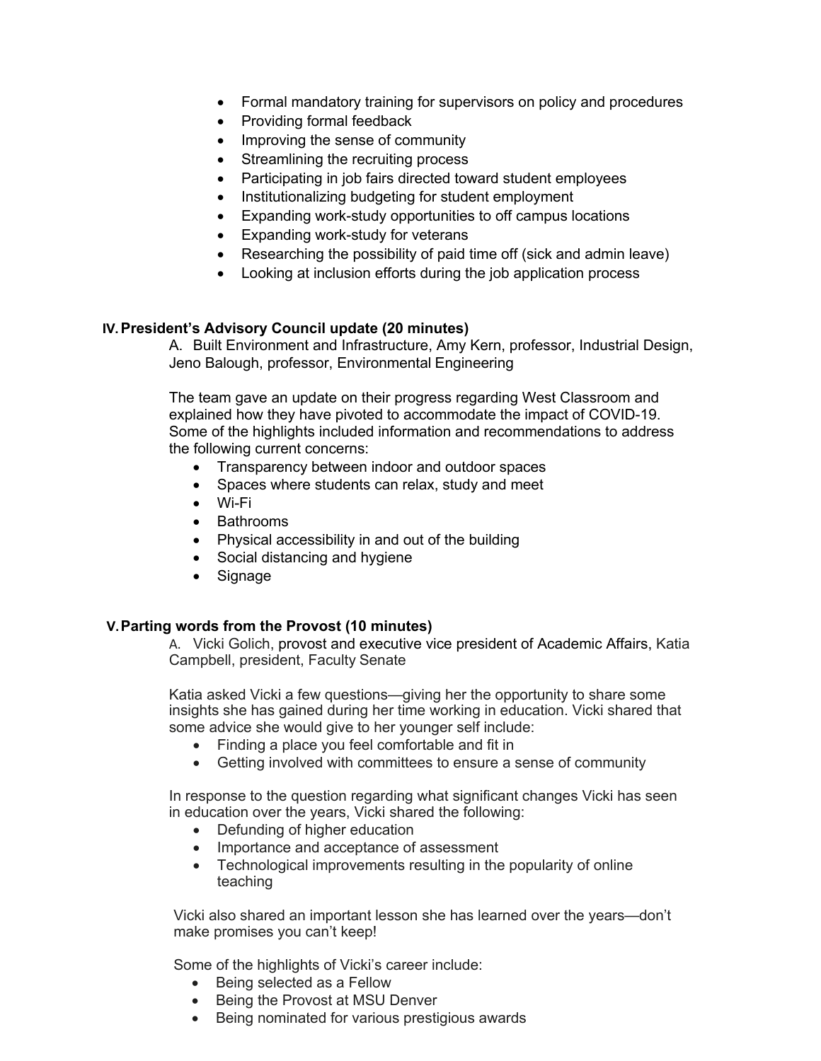- Formal mandatory training for supervisors on policy and procedures
- Providing formal feedback
- Improving the sense of community
- Streamlining the recruiting process
- Participating in job fairs directed toward student employees
- Institutionalizing budgeting for student employment
- Expanding work-study opportunities to off campus locations
- Expanding work-study for veterans
- Researching the possibility of paid time off (sick and admin leave)
- Looking at inclusion efforts during the job application process

## IV. President's Advisory Council update (20 minutes)

A. Built Environment and Infrastructure, Amy Kern, professor, Industrial Design, Jeno Balough, professor, Environmental Engineering

The team gave an update on their progress regarding West Classroom and explained how they have pivoted to accommodate the impact of COVID-19. Some of the highlights included information and recommendations to address the following current concerns:

- Transparency between indoor and outdoor spaces
- Spaces where students can relax, study and meet
- Wi-Fi
- Bathrooms
- Physical accessibility in and out of the building
- Social distancing and hygiene
- Signage

## V. Parting words from the Provost (10 minutes)

A. Vicki Golich, provost and executive vice president of Academic Affairs, Katia Campbell, president, Faculty Senate

Katia asked Vicki a few questions—giving her the opportunity to share some insights she has gained during her time working in education. Vicki shared that some advice she would give to her younger self include:

- Finding a place you feel comfortable and fit in
- Getting involved with committees to ensure a sense of community

In response to the question regarding what significant changes Vicki has seen in education over the years, Vicki shared the following:

- Defunding of higher education
- Importance and acceptance of assessment
- Technological improvements resulting in the popularity of online teaching

Vicki also shared an important lesson she has learned over the years—don't make promises you can't keep!

Some of the highlights of Vicki's career include:

- Being selected as a Fellow
- Being the Provost at MSU Denver
- Being nominated for various prestigious awards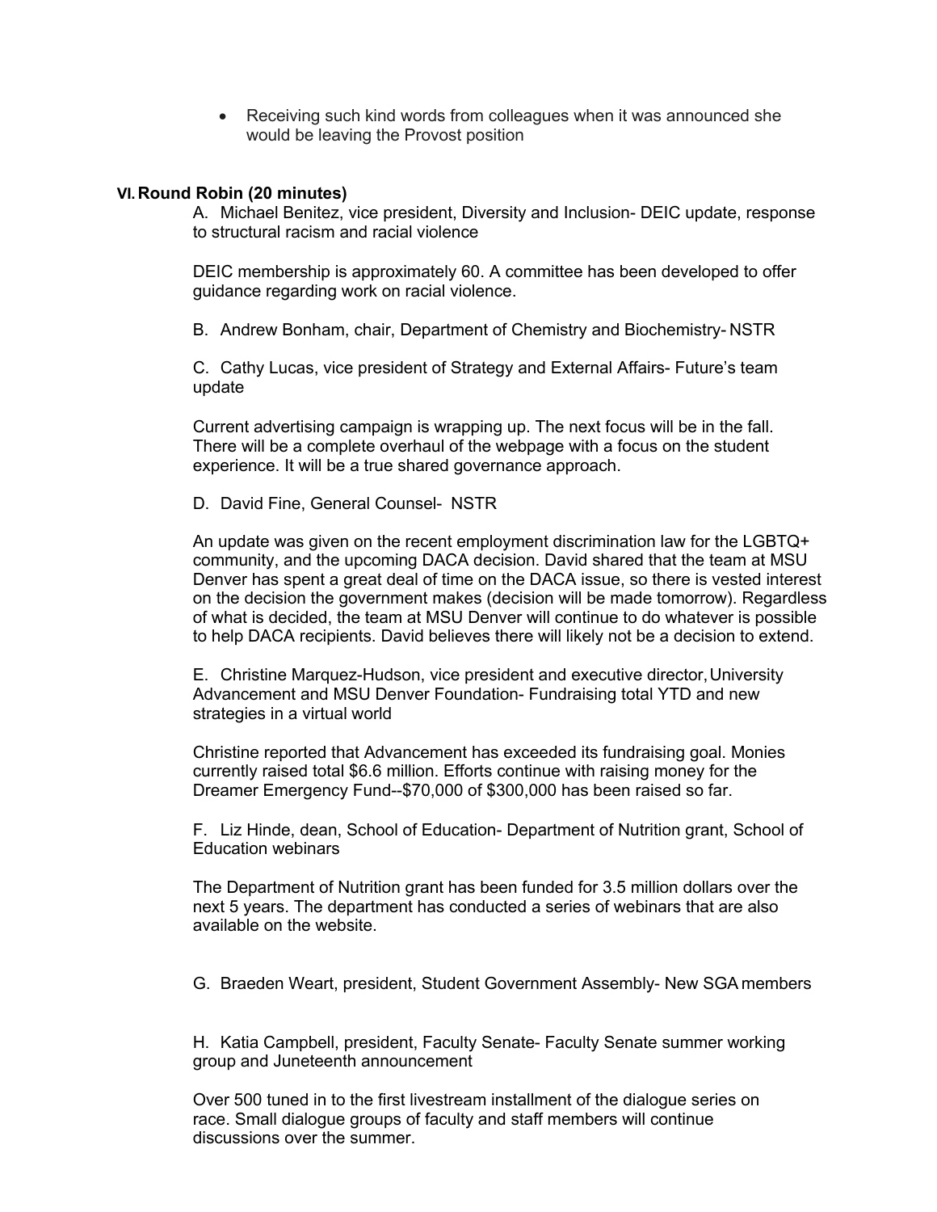- Receiving such kind words from colleagues when it was announced she would be leaving the Provost position

## VI. Round Robin (20 minutes)

A. Michael Benitez, vice president, Diversity and Inclusion- DEIC update, response to structural racism and racial violence

DEIC membership is approximately 60. A committee has been developed to offer guidance regarding work on racial violence.

B. Andrew Bonham, chair, Department of Chemistry and Biochemistry- NSTR

C. Cathy Lucas, vice president of Strategy and External Affairs- Future's team update

Current advertising campaign is wrapping up. The next focus will be in the fall. There will be a complete overhaul of the webpage with a focus on the student experience. It will be a true shared governance approach.

D. David Fine, General Counsel- NSTR

An update was given on the recent employment discrimination law for the LGBTQ+ community, and the upcoming DACA decision. David shared that the team at MSU Denver has spent a great deal of time on the DACA issue, so there is vested interest on the decision the government makes (decision will be made tomorrow). Regardless of what is decided, the team at MSU Denver will continue to do whatever is possible to help DACA recipients. David believes there will likely not be a decision to extend.

E. Christine Marquez-Hudson, vice president and executive director, University Advancement and MSU Denver Foundation- Fundraising total YTD and new strategies in a virtual world

Christine reported that Advancement has exceeded its fundraising goal. Monies currently raised total $6.6 million. Efforts continue with raising money for the Dreamer Emergency Fund--$70,000 of $300,000 has been raised so far.

F. Liz Hinde, dean, School of Education- Department of Nutrition grant, School of Education webinars

The Department of Nutrition grant has been funded for 3.5 million dollars over the next 5 years. The department has conducted a series of webinars that are also available on the website.

G. Braeden Weart, president, Student Government Assembly- New SGA members

H. Katia Campbell, president, Faculty Senate- Faculty Senate summer working group and Juneteenth announcement

Over 500 tuned in to the first livestream installment of the dialogue series on race. Small dialogue groups of faculty and staff members will continue discussions over the summer.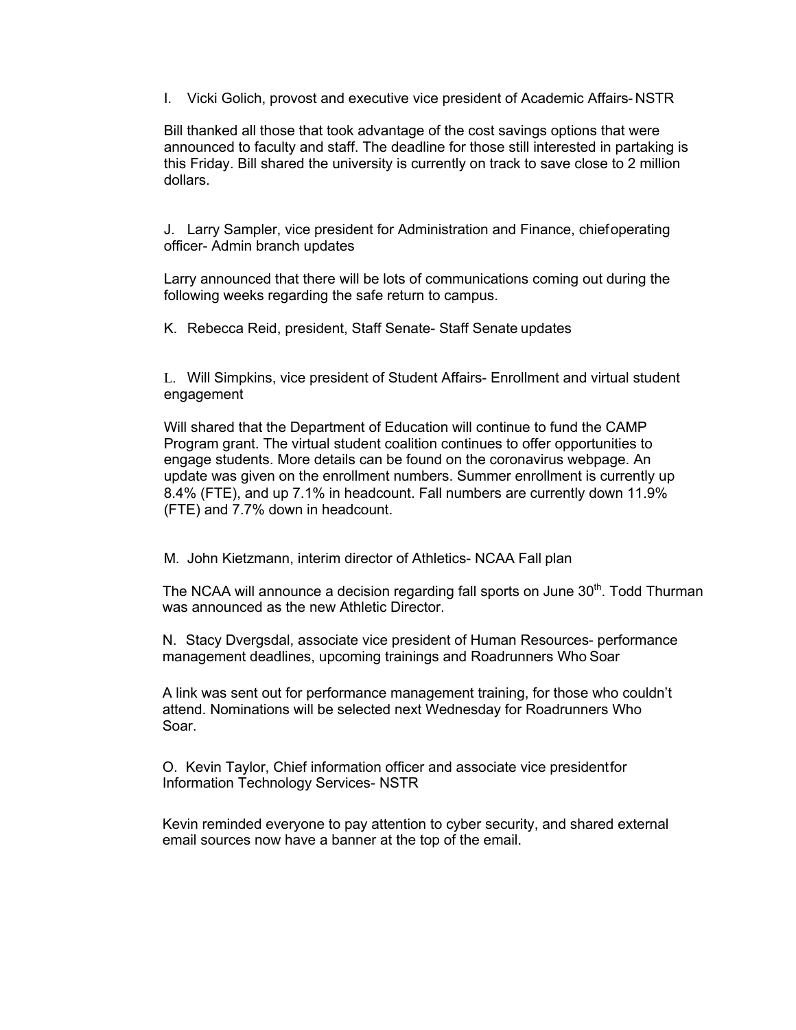I. Vicki Golich, provost and executive vice president of Academic Affairs- NSTR

Bill thanked all those that took advantage of the cost savings options that were announced to faculty and staff. The deadline for those still interested in partaking is this Friday. Bill shared the university is currently on track to save close to 2 million dollars.

J. Larry Sampler, vice president for Administration and Finance, chief operating officer- Admin branch updates

Larry announced that there will be lots of communications coming out during the following weeks regarding the safe return to campus.

K. Rebecca Reid, president, Staff Senate- Staff Senate updates

L. Will Simpkins, vice president of Student Affairs- Enrollment and virtual student engagement

Will shared that the Department of Education will continue to fund the CAMP Program grant. The virtual student coalition continues to offer opportunities to engage students. More details can be found on the coronavirus webpage. An update was given on the enrollment numbers. Summer enrollment is currently up 8.4% (FTE), and up 7.1% in headcount. Fall numbers are currently down 11.9% (FTE) and 7.7% down in headcount.

M. John Kietzmann, interim director of Athletics- NCAA Fall plan

The NCAA will announce a decision regarding fall sports on June 30th. Todd Thurman was announced as the new Athletic Director.

N. Stacy Dvergsdal, associate vice president of Human Resources- performance management deadlines, upcoming trainings and Roadrunners Who Soar

A link was sent out for performance management training, for those who couldn't attend. Nominations will be selected next Wednesday for Roadrunners Who Soar.

O. Kevin Taylor, Chief information officer and associate vice president for Information Technology Services- NSTR

Kevin reminded everyone to pay attention to cyber security, and shared external email sources now have a banner at the top of the email.